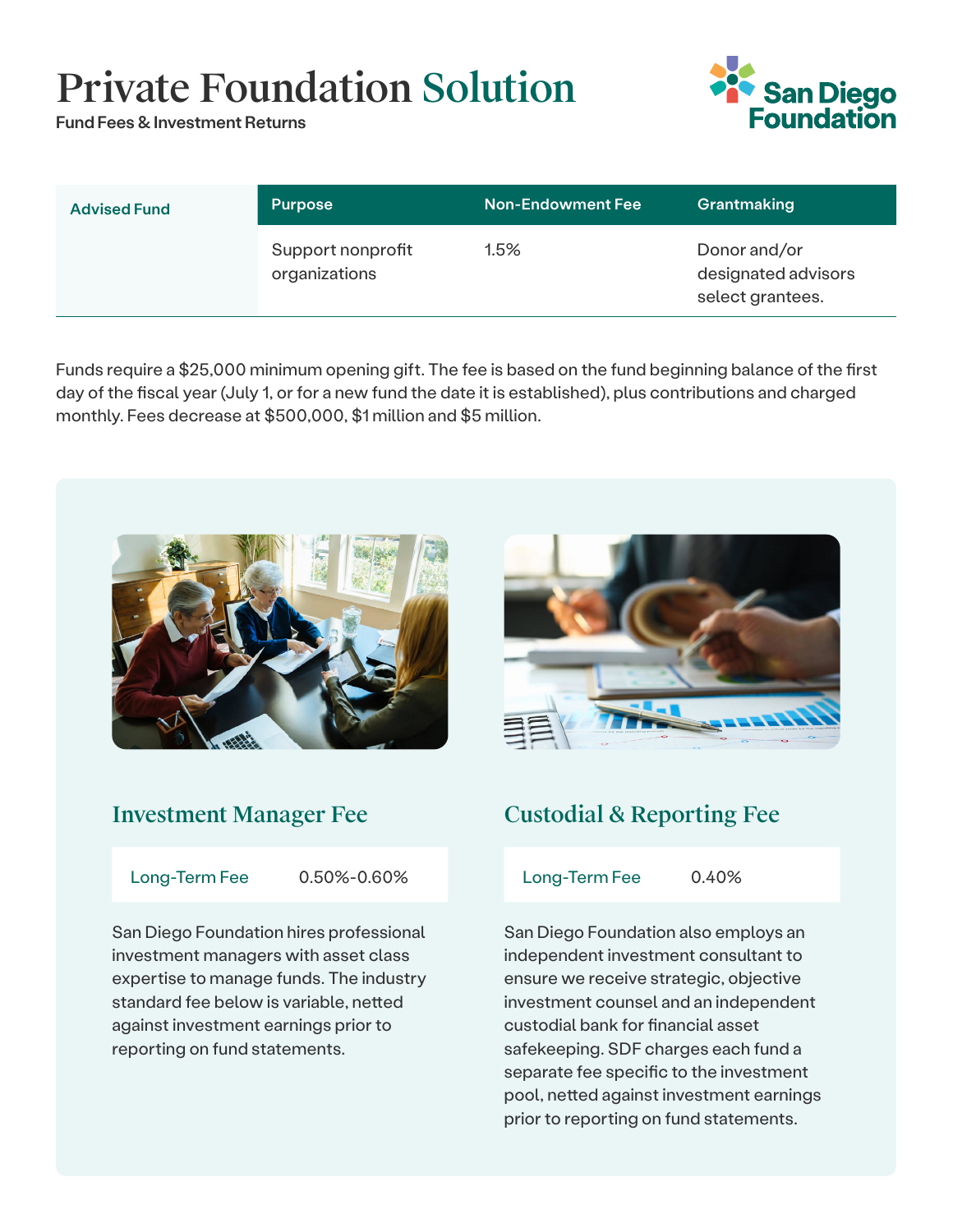# Private Foundation Solution

**Fund Fees & Investment Returns**

San Diego Foundation

| Advised Fund | Purpose | Non-Endowment Fee | Grantmaking |
| --- | --- | --- | --- |
| | Support nonprofit organizations | 1.5% | Donor and/or designated advisors select grantees. |

Funds require a $25,000 minimum opening gift. The fee is based on the fund beginning balance of the first day of the fiscal year (July 1, or for a new fund the date it is established), plus contributions and charged monthly. Fees decrease at $500,000, $1 million and $5 million.

## Investment Manager Fee

| Long-Term Fee | 0.50%-0.60% |
| --- | --- |

San Diego Foundation hires professional investment managers with asset class expertise to manage funds. The industry standard fee below is variable, netted against investment earnings prior to reporting on fund statements.

## Custodial & Reporting Fee

| Long-Term Fee | 0.40% |
| --- | --- |

San Diego Foundation also employs an independent investment consultant to ensure we receive strategic, objective investment counsel and an independent custodial bank for financial asset safekeeping. SDF charges each fund a separate fee specific to the investment pool, netted against investment earnings prior to reporting on fund statements.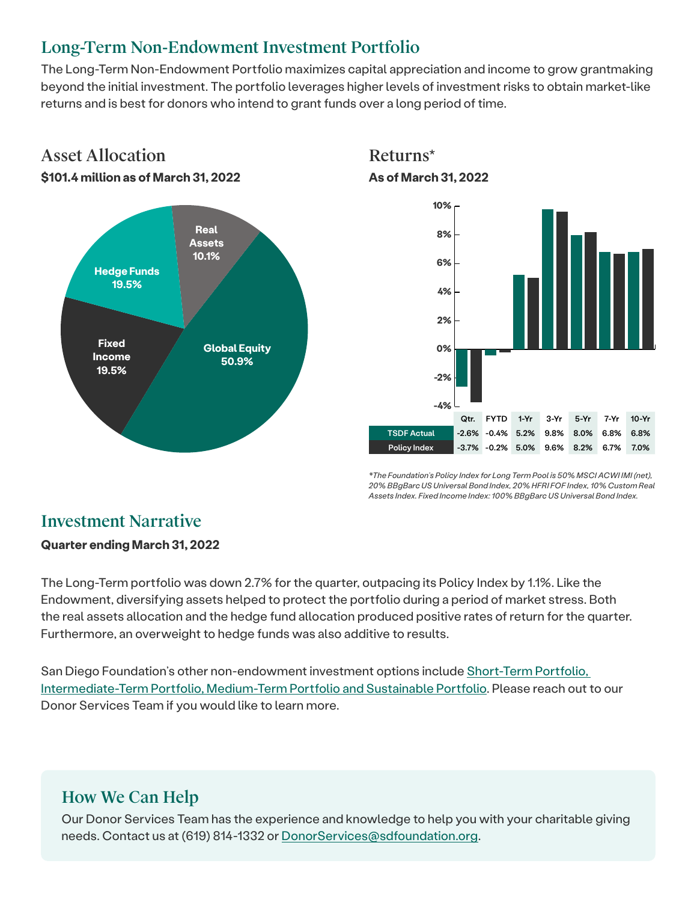## Long-Term Non-Endowment Investment Portfolio

The Long-Term Non-Endowment Portfolio maximizes capital appreciation and income to grow grantmaking beyond the initial investment. The portfolio leverages higher levels of investment risks to obtain market-like returns and is best for donors who intend to grant funds over a long period of time.

### Asset Allocation

**$101.4 million as of March 31, 2022**

Real Assets 10.1%
Hedge Funds 19.5%
Fixed Income 19.5%
Global Equity 50.9%

### Returns*

**As of March 31, 2022**

10%
8%
6%
4%
2%
0%
-2%
-4%

| | Qtr. | FYTD | 1-Yr | 3-Yr | 5-Yr | 7-Yr | 10-Yr |
|---|---|---|---|---|---|---|---|
| TSDF Actual | -2.6% | -0.4% | 5.2% | 9.8% | 8.0% | 6.8% | 6.8% |
| Policy Index | -3.7% | -0.2% | 5.0% | 9.6% | 8.2% | 6.7% | 7.0% |

*The Foundation's Policy Index for Long Term Pool is 50% MSCI ACWI IMI (net), 20% BBgBarc US Universal Bond Index, 20% HFRI FOF Index, 10% Custom Real Assets Index. Fixed Income Index: 100% BBgBarc US Universal Bond Index.*

## Investment Narrative

**Quarter ending March 31, 2022**

The Long-Term portfolio was down 2.7% for the quarter, outpacing its Policy Index by 1.1%. Like the Endowment, diversifying assets helped to protect the portfolio during a period of market stress. Both the real assets allocation and the hedge fund allocation produced positive rates of return for the quarter. Furthermore, an overweight to hedge funds was also additive to results.

San Diego Foundation's other non-endowment investment options include Short-Term Portfolio, Intermediate-Term Portfolio, Medium-Term Portfolio and Sustainable Portfolio. Please reach out to our Donor Services Team if you would like to learn more.

## How We Can Help

Our Donor Services Team has the experience and knowledge to help you with your charitable giving needs. Contact us at (619) 814-1332 or DonorServices@sdfoundation.org.